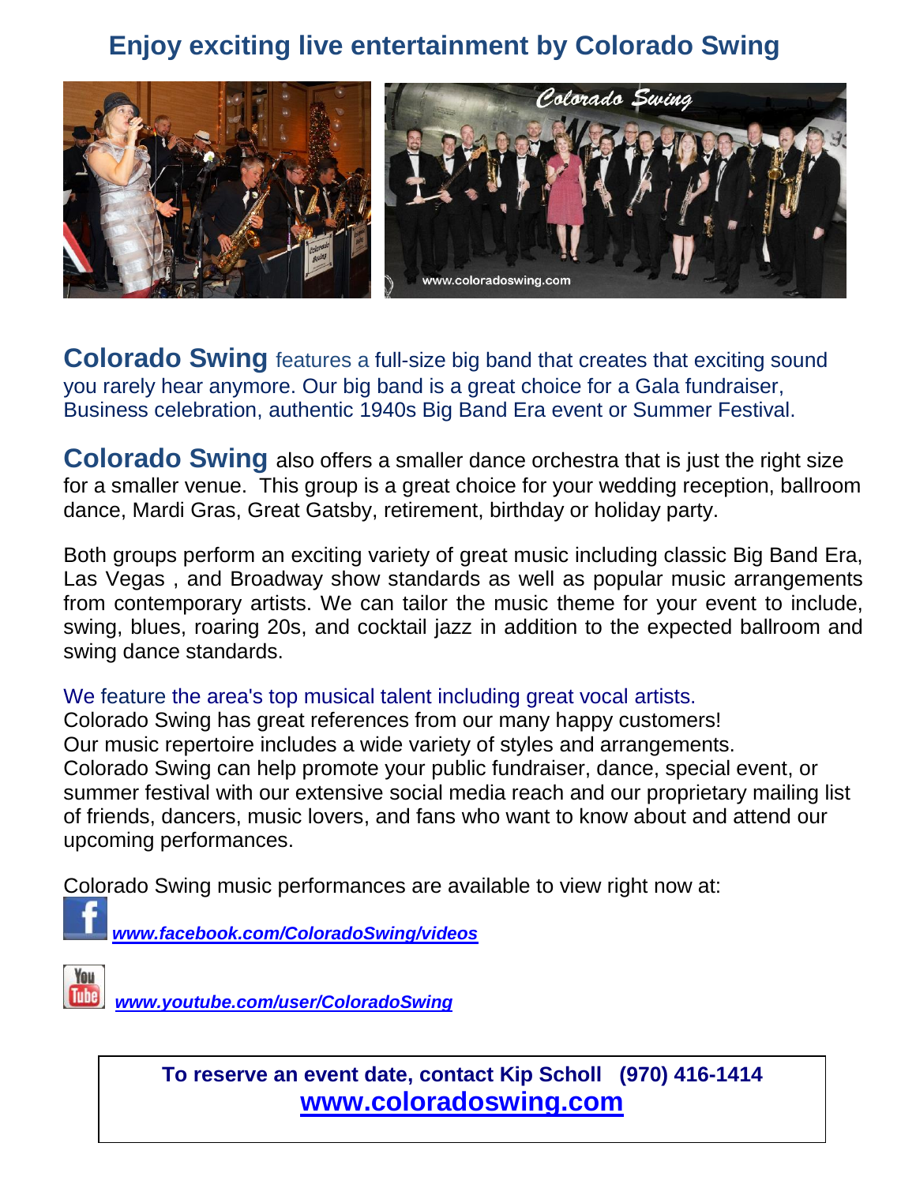# Enjoy exciting live entertainment by Colorado Swing

**Colorado Swing** features a full-size big band that creates that exciting sound you rarely hear anymore. Our big band is a great choice for a Gala fundraiser, Business celebration, authentic 1940s Big Band Era event or Summer Festival.

**Colorado Swing** also offers a smaller dance orchestra that is just the right size for a smaller venue. This group is a great choice for your wedding reception, ballroom dance, Mardi Gras, Great Gatsby, retirement, birthday or holiday party.

Both groups perform an exciting variety of great music including classic Big Band Era, Las Vegas , and Broadway show standards as well as popular music arrangements from contemporary artists. We can tailor the music theme for your event to include, swing, blues, roaring 20s, and cocktail jazz in addition to the expected ballroom and swing dance standards.

We feature the area's top musical talent including great vocal artists.
Colorado Swing has great references from our many happy customers!
Our music repertoire includes a wide variety of styles and arrangements.
Colorado Swing can help promote your public fundraiser, dance, special event, or summer festival with our extensive social media reach and our proprietary mailing list of friends, dancers, music lovers, and fans who want to know about and attend our upcoming performances.

Colorado Swing music performances are available to view right now at:

***www.facebook.com/ColoradoSwing/videos***

***www.youtube.com/user/ColoradoSwing***

**To reserve an event date, contact Kip Scholl (970) 416-1414**
**www.coloradoswing.com**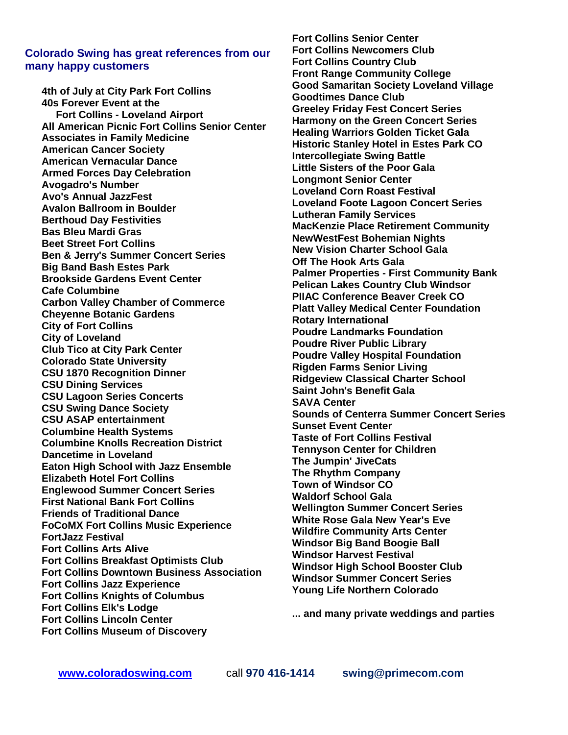## Colorado Swing has great references from our many happy customers

**4th of July at City Park Fort Collins**
**40s Forever Event at the Fort Collins - Loveland Airport**
**All American Picnic Fort Collins Senior Center**
**Associates in Family Medicine**
**American Cancer Society**
**American Vernacular Dance**
**Armed Forces Day Celebration**
**Avogadro's Number**
**Avo's Annual JazzFest**
**Avalon Ballroom in Boulder**
**Berthoud Day Festivities**
**Bas Bleu Mardi Gras**
**Beet Street Fort Collins**
**Ben & Jerry's Summer Concert Series**
**Big Band Bash Estes Park**
**Brookside Gardens Event Center**
**Cafe Columbine**
**Carbon Valley Chamber of Commerce**
**Cheyenne Botanic Gardens**
**City of Fort Collins**
**City of Loveland**
**Club Tico at City Park Center**
**Colorado State University**
**CSU 1870 Recognition Dinner**
**CSU Dining Services**
**CSU Lagoon Series Concerts**
**CSU Swing Dance Society**
**CSU ASAP entertainment**
**Columbine Health Systems**
**Columbine Knolls Recreation District**
**Dancetime in Loveland**
**Eaton High School with Jazz Ensemble**
**Elizabeth Hotel Fort Collins**
**Englewood Summer Concert Series**
**First National Bank Fort Collins**
**Friends of Traditional Dance**
**FoCoMX Fort Collins Music Experience**
**FortJazz Festival**
**Fort Collins Arts Alive**
**Fort Collins Breakfast Optimists Club**
**Fort Collins Downtown Business Association**
**Fort Collins Jazz Experience**
**Fort Collins Knights of Columbus**
**Fort Collins Elk's Lodge**
**Fort Collins Lincoln Center**
**Fort Collins Museum of Discovery**
**Fort Collins Senior Center**
**Fort Collins Newcomers Club**
**Fort Collins Country Club**
**Front Range Community College**
**Good Samaritan Society Loveland Village**
**Goodtimes Dance Club**
**Greeley Friday Fest Concert Series**
**Harmony on the Green Concert Series**
**Healing Warriors Golden Ticket Gala**
**Historic Stanley Hotel in Estes Park CO**
**Intercollegiate Swing Battle**
**Little Sisters of the Poor Gala**
**Longmont Senior Center**
**Loveland Corn Roast Festival**
**Loveland Foote Lagoon Concert Series**
**Lutheran Family Services**
**MacKenzie Place Retirement Community**
**NewWestFest Bohemian Nights**
**New Vision Charter School Gala**
**Off The Hook Arts Gala**
**Palmer Properties - First Community Bank**
**Pelican Lakes Country Club Windsor**
**PIIAC Conference Beaver Creek CO**
**Platt Valley Medical Center Foundation**
**Rotary International**
**Poudre Landmarks Foundation**
**Poudre River Public Library**
**Poudre Valley Hospital Foundation**
**Rigden Farms Senior Living**
**Ridgeview Classical Charter School**
**Saint John's Benefit Gala**
**SAVA Center**
**Sounds of Centerra Summer Concert Series**
**Sunset Event Center**
**Taste of Fort Collins Festival**
**Tennyson Center for Children**
**The Jumpin' JiveCats**
**The Rhythm Company**
**Town of Windsor CO**
**Waldorf School Gala**
**Wellington Summer Concert Series**
**White Rose Gala New Year's Eve**
**Wildfire Community Arts Center**
**Windsor Big Band Boogie Ball**
**Windsor Harvest Festival**
**Windsor High School Booster Club**
**Windsor Summer Concert Series**
**Young Life Northern Colorado**

**... and many private weddings and parties**

**www.coloradoswing.com** call **970 416-1414** **swing@primecom.com**